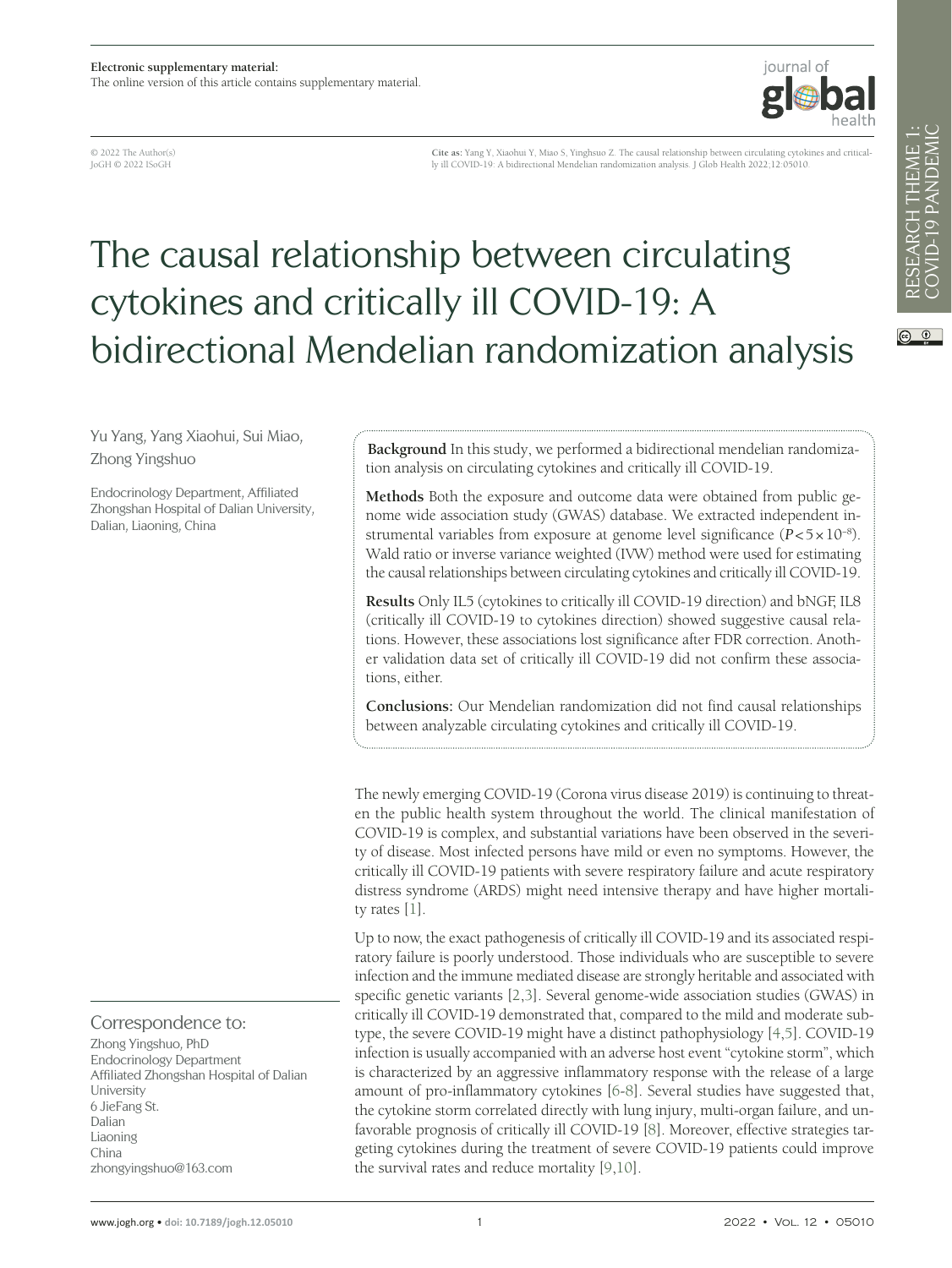**Electronic supplementary material:**
The online version of this article contains supplementary material.

© 2022 The Author(s)
JoGH © 2022 ISoGH

**Cite as:** Yang Y, Xiaohui Y, Miao S, Yinghsuo Z. The causal relationship between circulating cytokines and critically ill COVID-19: A bidirectional Mendelian randomization analysis. J Glob Health 2022;12:05010.

# The causal relationship between circulating cytokines and critically ill COVID-19: A bidirectional Mendelian randomization analysis

Yu Yang, Yang Xiaohui, Sui Miao, Zhong Yingshuo

Endocrinology Department, Affiliated Zhongshan Hospital of Dalian University, Dalian, Liaoning, China

**Background** In this study, we performed a bidirectional mendelian randomization analysis on circulating cytokines and critically ill COVID-19.

**Methods** Both the exposure and outcome data were obtained from public genome wide association study (GWAS) database. We extracted independent instrumental variables from exposure at genome level significance ($P<5\times10^{-8}$). Wald ratio or inverse variance weighted (IVW) method were used for estimating the causal relationships between circulating cytokines and critically ill COVID-19.

**Results** Only IL5 (cytokines to critically ill COVID-19 direction) and bNGF, IL8 (critically ill COVID-19 to cytokines direction) showed suggestive causal relations. However, these associations lost significance after FDR correction. Another validation data set of critically ill COVID-19 did not confirm these associations, either.

**Conclusions:** Our Mendelian randomization did not find causal relationships between analyzable circulating cytokines and critically ill COVID-19.

The newly emerging COVID-19 (Corona virus disease 2019) is continuing to threaten the public health system throughout the world. The clinical manifestation of COVID-19 is complex, and substantial variations have been observed in the severity of disease. Most infected persons have mild or even no symptoms. However, the critically ill COVID-19 patients with severe respiratory failure and acute respiratory distress syndrome (ARDS) might need intensive therapy and have higher mortality rates [1].

Up to now, the exact pathogenesis of critically ill COVID-19 and its associated respiratory failure is poorly understood. Those individuals who are susceptible to severe infection and the immune mediated disease are strongly heritable and associated with specific genetic variants [2,3]. Several genome-wide association studies (GWAS) in critically ill COVID-19 demonstrated that, compared to the mild and moderate subtype, the severe COVID-19 might have a distinct pathophysiology [4,5]. COVID-19 infection is usually accompanied with an adverse host event "cytokine storm", which is characterized by an aggressive inflammatory response with the release of a large amount of pro-inflammatory cytokines [6-8]. Several studies have suggested that, the cytokine storm correlated directly with lung injury, multi-organ failure, and unfavorable prognosis of critically ill COVID-19 [8]. Moreover, effective strategies targeting cytokines during the treatment of severe COVID-19 patients could improve the survival rates and reduce mortality [9,10].

Correspondence to:

Zhong Yingshuo, PhD
Endocrinology Department
Affiliated Zhongshan Hospital of Dalian University
6 JieFang St.
Dalian
Liaoning
China
zhongyingshuo@163.com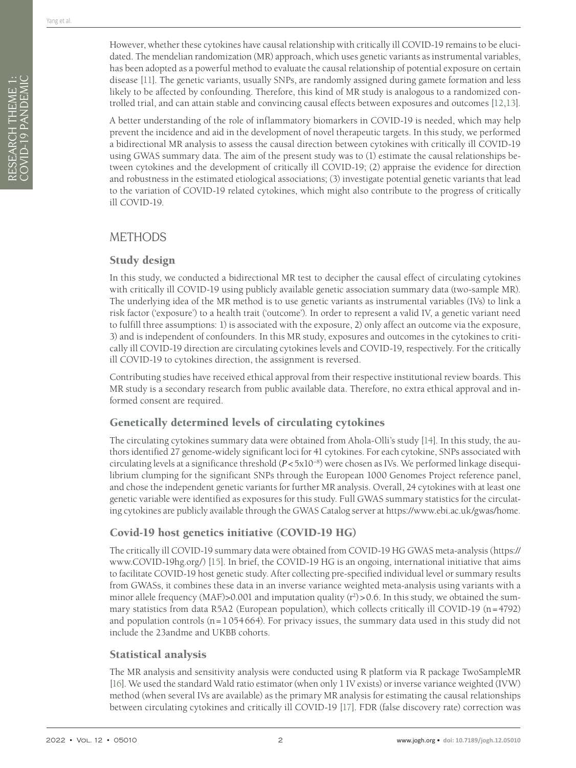However, whether these cytokines have causal relationship with critically ill COVID-19 remains to be elucidated. The mendelian randomization (MR) approach, which uses genetic variants as instrumental variables, has been adopted as a powerful method to evaluate the causal relationship of potential exposure on certain disease [11]. The genetic variants, usually SNPs, are randomly assigned during gamete formation and less likely to be affected by confounding. Therefore, this kind of MR study is analogous to a randomized controlled trial, and can attain stable and convincing causal effects between exposures and outcomes [12,13].

A better understanding of the role of inflammatory biomarkers in COVID-19 is needed, which may help prevent the incidence and aid in the development of novel therapeutic targets. In this study, we performed a bidirectional MR analysis to assess the causal direction between cytokines with critically ill COVID-19 using GWAS summary data. The aim of the present study was to (1) estimate the causal relationships between cytokines and the development of critically ill COVID-19; (2) appraise the evidence for direction and robustness in the estimated etiological associations; (3) investigate potential genetic variants that lead to the variation of COVID-19 related cytokines, which might also contribute to the progress of critically ill COVID-19.

# METHODS

## Study design

In this study, we conducted a bidirectional MR test to decipher the causal effect of circulating cytokines with critically ill COVID-19 using publicly available genetic association summary data (two-sample MR). The underlying idea of the MR method is to use genetic variants as instrumental variables (IVs) to link a risk factor ('exposure') to a health trait ('outcome'). In order to represent a valid IV, a genetic variant need to fulfill three assumptions: 1) is associated with the exposure, 2) only affect an outcome via the exposure, 3) and is independent of confounders. In this MR study, exposures and outcomes in the cytokines to critically ill COVID-19 direction are circulating cytokines levels and COVID-19, respectively. For the critically ill COVID-19 to cytokines direction, the assignment is reversed.

Contributing studies have received ethical approval from their respective institutional review boards. This MR study is a secondary research from public available data. Therefore, no extra ethical approval and informed consent are required.

## Genetically determined levels of circulating cytokines

The circulating cytokines summary data were obtained from Ahola-Olli's study [14]. In this study, the authors identified 27 genome-widely significant loci for 41 cytokines. For each cytokine, SNPs associated with circulating levels at a significance threshold ($P<5\times10^{-8}$) were chosen as IVs. We performed linkage disequilibrium clumping for the significant SNPs through the European 1000 Genomes Project reference panel, and chose the independent genetic variants for further MR analysis. Overall, 24 cytokines with at least one genetic variable were identified as exposures for this study. Full GWAS summary statistics for the circulating cytokines are publicly available through the GWAS Catalog server at https://www.ebi.ac.uk/gwas/home.

## Covid-19 host genetics initiative (COVID-19 HG)

The critically ill COVID-19 summary data were obtained from COVID-19 HG GWAS meta-analysis (https://www.COVID-19hg.org/) [15]. In brief, the COVID-19 HG is an ongoing, international initiative that aims to facilitate COVID-19 host genetic study. After collecting pre-specified individual level or summary results from GWASs, it combines these data in an inverse variance weighted meta-analysis using variants with a minor allele frequency (MAF)>0.001 and imputation quality ($r^2$)>0.6. In this study, we obtained the summary statistics from data R5A2 (European population), which collects critically ill COVID-19 (n = 4792) and population controls (n = 1 054 664). For privacy issues, the summary data used in this study did not include the 23andme and UKBB cohorts.

## Statistical analysis

The MR analysis and sensitivity analysis were conducted using R platform via R package TwoSampleMR [16]. We used the standard Wald ratio estimator (when only 1 IV exists) or inverse variance weighted (IVW) method (when several IVs are available) as the primary MR analysis for estimating the causal relationships between circulating cytokines and critically ill COVID-19 [17]. FDR (false discovery rate) correction was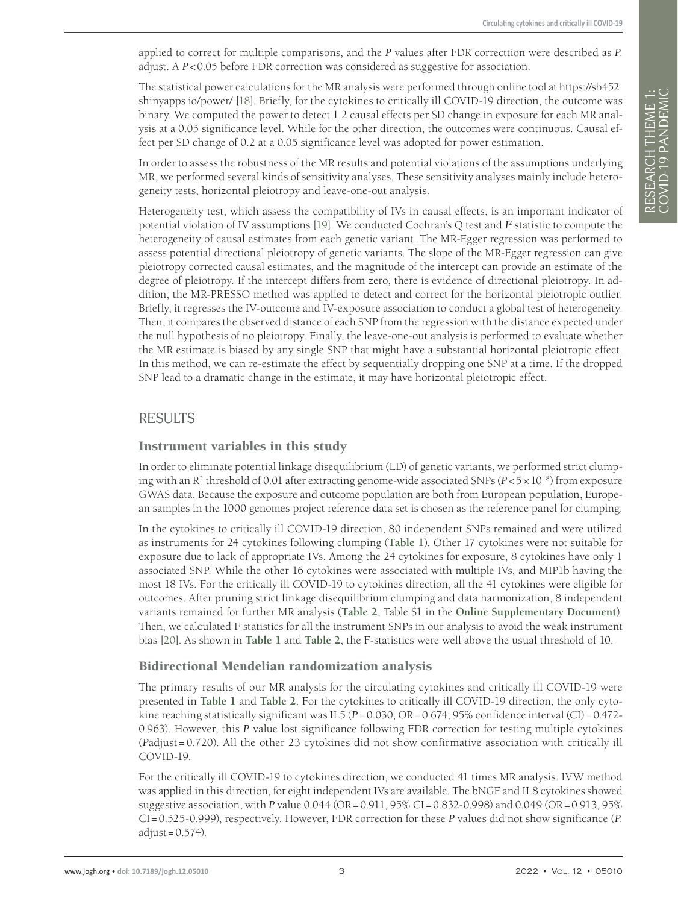applied to correct for multiple comparisons, and the *P* values after FDR correcttion were described as *P*. adjust. A $P<0.05$ before FDR correction was considered as suggestive for association.

The statistical power calculations for the MR analysis were performed through online tool at https://sb452.shinyapps.io/power/ [18]. Briefly, for the cytokines to critically ill COVID-19 direction, the outcome was binary. We computed the power to detect 1.2 causal effects per SD change in exposure for each MR analysis at a 0.05 significance level. While for the other direction, the outcomes were continuous. Causal effect per SD change of 0.2 at a 0.05 significance level was adopted for power estimation.

In order to assess the robustness of the MR results and potential violations of the assumptions underlying MR, we performed several kinds of sensitivity analyses. These sensitivity analyses mainly include heterogeneity tests, horizontal pleiotropy and leave-one-out analysis.

Heterogeneity test, which assess the compatibility of IVs in causal effects, is an important indicator of potential violation of IV assumptions [19]. We conducted Cochran's Q test and $I^2$ statistic to compute the heterogeneity of causal estimates from each genetic variant. The MR-Egger regression was performed to assess potential directional pleiotropy of genetic variants. The slope of the MR-Egger regression can give pleiotropy corrected causal estimates, and the magnitude of the intercept can provide an estimate of the degree of pleiotropy. If the intercept differs from zero, there is evidence of directional pleiotropy. In addition, the MR-PRESSO method was applied to detect and correct for the horizontal pleiotropic outlier. Briefly, it regresses the IV-outcome and IV-exposure association to conduct a global test of heterogeneity. Then, it compares the observed distance of each SNP from the regression with the distance expected under the null hypothesis of no pleiotropy. Finally, the leave-one-out analysis is performed to evaluate whether the MR estimate is biased by any single SNP that might have a substantial horizontal pleiotropic effect. In this method, we can re-estimate the effect by sequentially dropping one SNP at a time. If the dropped SNP lead to a dramatic change in the estimate, it may have horizontal pleiotropic effect.

## RESULTS

### Instrument variables in this study

In order to eliminate potential linkage disequilibrium (LD) of genetic variants, we performed strict clumping with an $R^2$ threshold of 0.01 after extracting genome-wide associated SNPs ($P<5\times10^{-8}$) from exposure GWAS data. Because the exposure and outcome population are both from European population, European samples in the 1000 genomes project reference data set is chosen as the reference panel for clumping.

In the cytokines to critically ill COVID-19 direction, 80 independent SNPs remained and were utilized as instruments for 24 cytokines following clumping (**Table 1**). Other 17 cytokines were not suitable for exposure due to lack of appropriate IVs. Among the 24 cytokines for exposure, 8 cytokines have only 1 associated SNP. While the other 16 cytokines were associated with multiple IVs, and MIP1b having the most 18 IVs. For the critically ill COVID-19 to cytokines direction, all the 41 cytokines were eligible for outcomes. After pruning strict linkage disequilibrium clumping and data harmonization, 8 independent variants remained for further MR analysis (**Table 2**, Table S1 in the **Online Supplementary Document**). Then, we calculated F statistics for all the instrument SNPs in our analysis to avoid the weak instrument bias [20]. As shown in **Table 1** and **Table 2**, the F-statistics were well above the usual threshold of 10.

### Bidirectional Mendelian randomization analysis

The primary results of our MR analysis for the circulating cytokines and critically ill COVID-19 were presented in **Table 1** and **Table 2**. For the cytokines to critically ill COVID-19 direction, the only cytokine reaching statistically significant was IL5 ($P=0.030$, OR = 0.674; 95% confidence interval (CI) = 0.472-0.963). However, this *P* value lost significance following FDR correction for testing multiple cytokines (*P*adjust = 0.720). All the other 23 cytokines did not show confirmative association with critically ill COVID-19.

For the critically ill COVID-19 to cytokines direction, we conducted 41 times MR analysis. IVW method was applied in this direction, for eight independent IVs are available. The bNGF and IL8 cytokines showed suggestive association, with *P* value 0.044 (OR = 0.911, 95% CI = 0.832-0.998) and 0.049 (OR = 0.913, 95% CI = 0.525-0.999), respectively. However, FDR correction for these *P* values did not show significance (*P*. adjust = 0.574).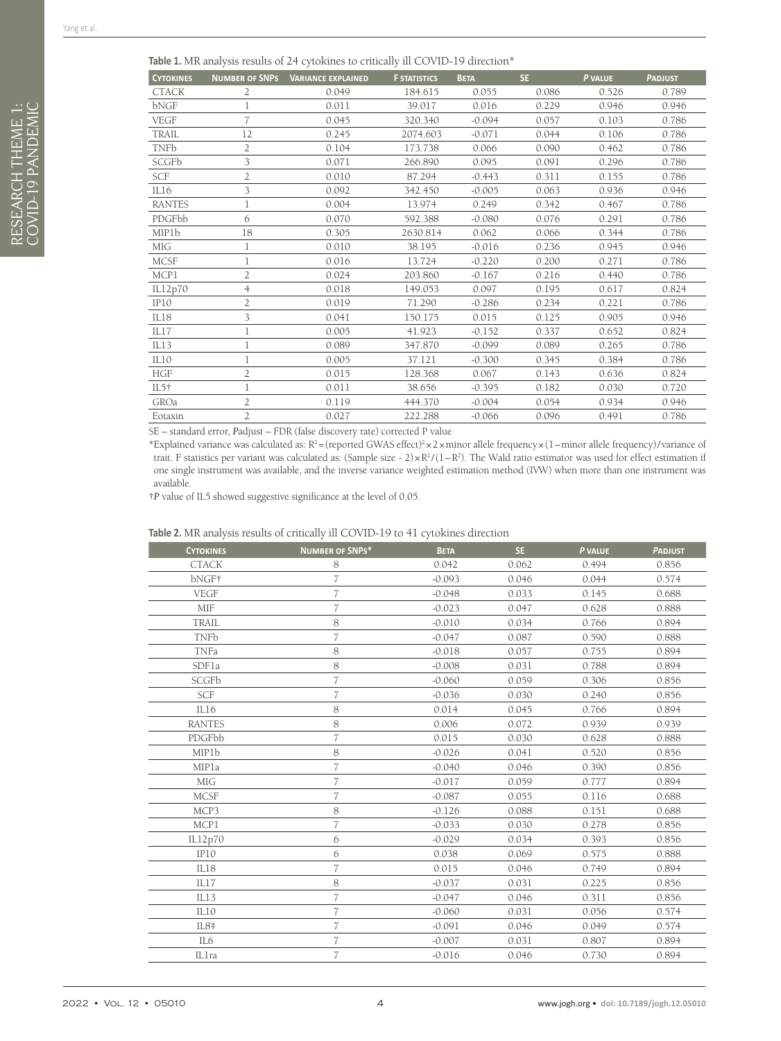**Table 1.** MR analysis results of 24 cytokines to critically ill COVID-19 direction*

| Cytokines | Number of SNPs | Variance explained | F statistics | Beta | SE | P value | Padjust |
|---|---|---|---|---|---|---|---|
| CTACK | 2 | 0.049 | 184.615 | 0.055 | 0.086 | 0.526 | 0.789 |
| bNGF | 1 | 0.011 | 39.017 | 0.016 | 0.229 | 0.946 | 0.946 |
| VEGF | 7 | 0.045 | 320.340 | -0.094 | 0.057 | 0.103 | 0.786 |
| TRAIL | 12 | 0.245 | 2074.603 | -0.071 | 0.044 | 0.106 | 0.786 |
| TNFb | 2 | 0.104 | 173.738 | 0.066 | 0.090 | 0.462 | 0.786 |
| SCGFb | 3 | 0.071 | 266.890 | 0.095 | 0.091 | 0.296 | 0.786 |
| SCF | 2 | 0.010 | 87.294 | -0.443 | 0.311 | 0.155 | 0.786 |
| IL16 | 3 | 0.092 | 342.450 | -0.005 | 0.063 | 0.936 | 0.946 |
| RANTES | 1 | 0.004 | 13.974 | 0.249 | 0.342 | 0.467 | 0.786 |
| PDGFbb | 6 | 0.070 | 592.388 | -0.080 | 0.076 | 0.291 | 0.786 |
| MIP1b | 18 | 0.305 | 2630.814 | 0.062 | 0.066 | 0.344 | 0.786 |
| MIG | 1 | 0.010 | 38.195 | -0.016 | 0.236 | 0.945 | 0.946 |
| MCSF | 1 | 0.016 | 13.724 | -0.220 | 0.200 | 0.271 | 0.786 |
| MCP1 | 2 | 0.024 | 203.860 | -0.167 | 0.216 | 0.440 | 0.786 |
| IL12p70 | 4 | 0.018 | 149.053 | 0.097 | 0.195 | 0.617 | 0.824 |
| IP10 | 2 | 0.019 | 71.290 | -0.286 | 0.234 | 0.221 | 0.786 |
| IL18 | 3 | 0.041 | 150.175 | 0.015 | 0.125 | 0.905 | 0.946 |
| IL17 | 1 | 0.005 | 41.923 | -0.152 | 0.337 | 0.652 | 0.824 |
| IL13 | 1 | 0.089 | 347.870 | -0.099 | 0.089 | 0.265 | 0.786 |
| IL10 | 1 | 0.005 | 37.121 | -0.300 | 0.345 | 0.384 | 0.786 |
| HGF | 2 | 0.015 | 128.368 | 0.067 | 0.143 | 0.636 | 0.824 |
| IL5† | 1 | 0.011 | 38.656 | -0.395 | 0.182 | 0.030 | 0.720 |
| GROa | 2 | 0.119 | 444.370 | -0.004 | 0.054 | 0.934 | 0.946 |
| Eotaxin | 2 | 0.027 | 222.288 | -0.066 | 0.096 | 0.491 | 0.786 |

SE – standard error, *P*adjust – FDR (false discovery rate) corrected P value

*Explained variance was calculated as: $R^2$ = (reported GWAS effect)$^2$ × 2 × minor allele frequency × (1 − minor allele frequency)/variance of trait. F statistics per variant was calculated as: (Sample size - 2) × $R^2$/(1 − $R^2$). The Wald ratio estimator was used for effect estimation if one single instrument was available, and the inverse variance weighted estimation method (IVW) when more than one instrument was available.

†*P* value of IL5 showed suggestive significance at the level of 0.05.

**Table 2.** MR analysis results of critically ill COVID-19 to 41 cytokines direction

| Cytokines | Number of SNPs* | Beta | SE | P value | Padjust |
|---|---|---|---|---|---|
| CTACK | 8 | 0.042 | 0.062 | 0.494 | 0.856 |
| bNGF† | 7 | -0.093 | 0.046 | 0.044 | 0.574 |
| VEGF | 7 | -0.048 | 0.033 | 0.145 | 0.688 |
| MIF | 7 | -0.023 | 0.047 | 0.628 | 0.888 |
| TRAIL | 8 | -0.010 | 0.034 | 0.766 | 0.894 |
| TNFb | 7 | -0.047 | 0.087 | 0.590 | 0.888 |
| TNFa | 8 | -0.018 | 0.057 | 0.755 | 0.894 |
| SDF1a | 8 | -0.008 | 0.031 | 0.788 | 0.894 |
| SCGFb | 7 | -0.060 | 0.059 | 0.306 | 0.856 |
| SCF | 7 | -0.036 | 0.030 | 0.240 | 0.856 |
| IL16 | 8 | 0.014 | 0.045 | 0.766 | 0.894 |
| RANTES | 8 | 0.006 | 0.072 | 0.939 | 0.939 |
| PDGFbb | 7 | 0.015 | 0.030 | 0.628 | 0.888 |
| MIP1b | 8 | -0.026 | 0.041 | 0.520 | 0.856 |
| MIP1a | 7 | -0.040 | 0.046 | 0.390 | 0.856 |
| MIG | 7 | -0.017 | 0.059 | 0.777 | 0.894 |
| MCSF | 7 | -0.087 | 0.055 | 0.116 | 0.688 |
| MCP3 | 8 | -0.126 | 0.088 | 0.151 | 0.688 |
| MCP1 | 7 | -0.033 | 0.030 | 0.278 | 0.856 |
| IL12p70 | 6 | -0.029 | 0.034 | 0.393 | 0.856 |
| IP10 | 6 | 0.038 | 0.069 | 0.575 | 0.888 |
| IL18 | 7 | 0.015 | 0.046 | 0.749 | 0.894 |
| IL17 | 8 | -0.037 | 0.031 | 0.225 | 0.856 |
| IL13 | 7 | -0.047 | 0.046 | 0.311 | 0.856 |
| IL10 | 7 | -0.060 | 0.031 | 0.056 | 0.574 |
| IL8‡ | 7 | -0.091 | 0.046 | 0.049 | 0.574 |
| IL6 | 7 | -0.007 | 0.031 | 0.807 | 0.894 |
| IL1ra | 7 | -0.016 | 0.046 | 0.730 | 0.894 |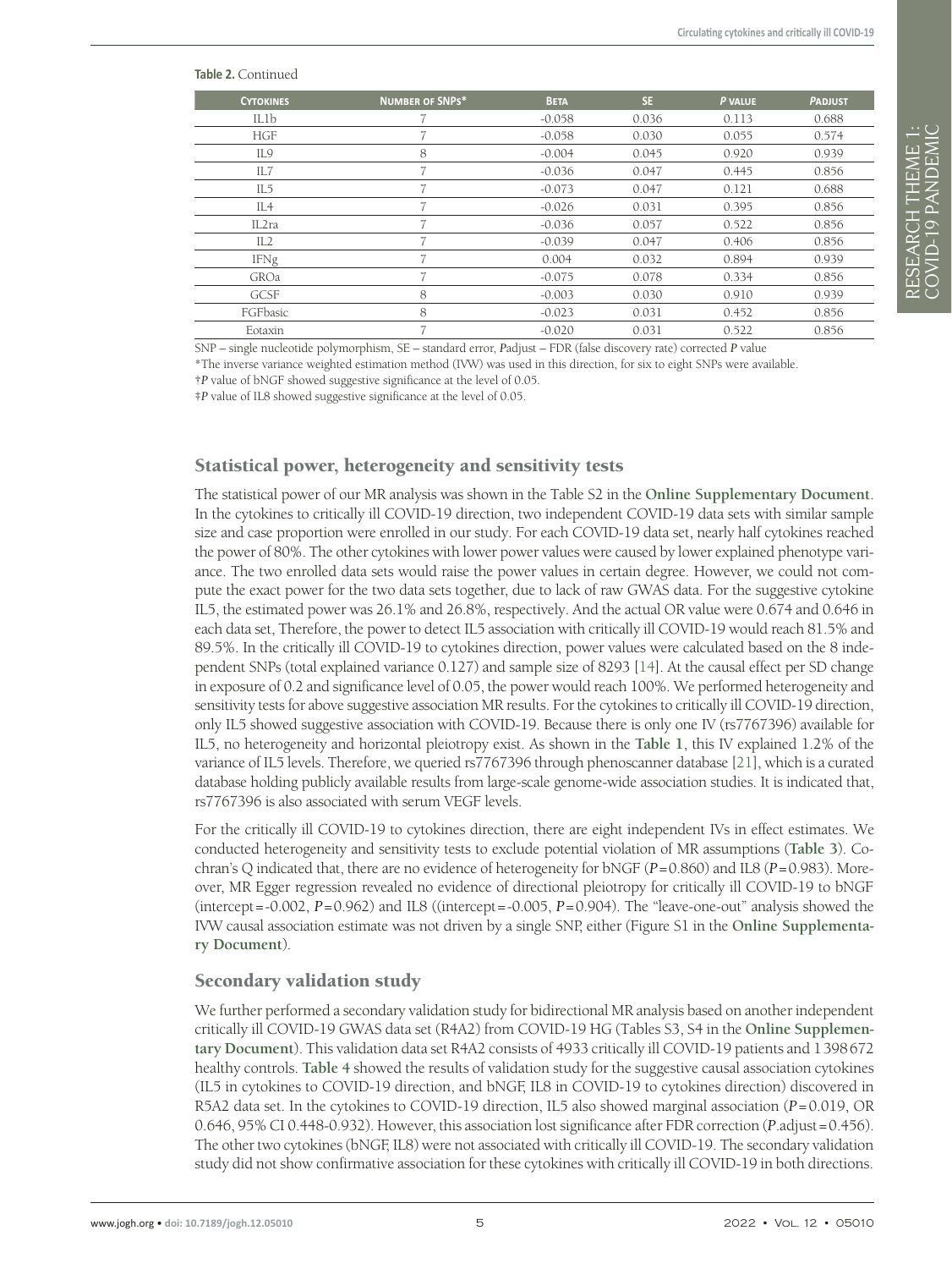**Table 2.** Continued

| Cytokines | Number of SNPs* | Beta | SE | P value | Padjust |
|---|---|---|---|---|---|
| IL1b | 7 | -0.058 | 0.036 | 0.113 | 0.688 |
| HGF | 7 | -0.058 | 0.030 | 0.055 | 0.574 |
| IL9 | 8 | -0.004 | 0.045 | 0.920 | 0.939 |
| IL7 | 7 | -0.036 | 0.047 | 0.445 | 0.856 |
| IL5 | 7 | -0.073 | 0.047 | 0.121 | 0.688 |
| IL4 | 7 | -0.026 | 0.031 | 0.395 | 0.856 |
| IL2ra | 7 | -0.036 | 0.057 | 0.522 | 0.856 |
| IL2 | 7 | -0.039 | 0.047 | 0.406 | 0.856 |
| IFNg | 7 | 0.004 | 0.032 | 0.894 | 0.939 |
| GROa | 7 | -0.075 | 0.078 | 0.334 | 0.856 |
| GCSF | 8 | -0.003 | 0.030 | 0.910 | 0.939 |
| FGFbasic | 8 | -0.023 | 0.031 | 0.452 | 0.856 |
| Eotaxin | 7 | -0.020 | 0.031 | 0.522 | 0.856 |

SNP – single nucleotide polymorphism, SE – standard error, *P*adjust – FDR (false discovery rate) corrected *P* value

*The inverse variance weighted estimation method (IVW) was used in this direction, for six to eight SNPs were available.

†*P* value of bNGF showed suggestive significance at the level of 0.05.

‡*P* value of IL8 showed suggestive significance at the level of 0.05.

## Statistical power, heterogeneity and sensitivity tests

The statistical power of our MR analysis was shown in the Table S2 in the **Online Supplementary Document**. In the cytokines to critically ill COVID-19 direction, two independent COVID-19 data sets with similar sample size and case proportion were enrolled in our study. For each COVID-19 data set, nearly half cytokines reached the power of 80%. The other cytokines with lower power values were caused by lower explained phenotype variance. The two enrolled data sets would raise the power values in certain degree. However, we could not compute the exact power for the two data sets together, due to lack of raw GWAS data. For the suggestive cytokine IL5, the estimated power was 26.1% and 26.8%, respectively. And the actual OR value were 0.674 and 0.646 in each data set, Therefore, the power to detect IL5 association with critically ill COVID-19 would reach 81.5% and 89.5%. In the critically ill COVID-19 to cytokines direction, power values were calculated based on the 8 independent SNPs (total explained variance 0.127) and sample size of 8293 [14]. At the causal effect per SD change in exposure of 0.2 and significance level of 0.05, the power would reach 100%. We performed heterogeneity and sensitivity tests for above suggestive association MR results. For the cytokines to critically ill COVID-19 direction, only IL5 showed suggestive association with COVID-19. Because there is only one IV (rs7767396) available for IL5, no heterogeneity and horizontal pleiotropy exist. As shown in the **Table 1**, this IV explained 1.2% of the variance of IL5 levels. Therefore, we queried rs7767396 through phenoscanner database [21], which is a curated database holding publicly available results from large-scale genome-wide association studies. It is indicated that, rs7767396 is also associated with serum VEGF levels.

For the critically ill COVID-19 to cytokines direction, there are eight independent IVs in effect estimates. We conducted heterogeneity and sensitivity tests to exclude potential violation of MR assumptions (**Table 3**). Cochran's Q indicated that, there are no evidence of heterogeneity for bNGF ($P=0.860$) and IL8 ($P=0.983$). Moreover, MR Egger regression revealed no evidence of directional pleiotropy for critically ill COVID-19 to bNGF (intercept=-0.002, $P=0.962$) and IL8 ((intercept=-0.005, $P=0.904$). The "leave-one-out" analysis showed the IVW causal association estimate was not driven by a single SNP, either (Figure S1 in the **Online Supplementary Document**).

## Secondary validation study

We further performed a secondary validation study for bidirectional MR analysis based on another independent critically ill COVID-19 GWAS data set (R4A2) from COVID-19 HG (Tables S3, S4 in the **Online Supplementary Document**). This validation data set R4A2 consists of 4933 critically ill COVID-19 patients and 1 398 672 healthy controls. **Table 4** showed the results of validation study for the suggestive causal association cytokines (IL5 in cytokines to COVID-19 direction, and bNGF, IL8 in COVID-19 to cytokines direction) discovered in R5A2 data set. In the cytokines to COVID-19 direction, IL5 also showed marginal association ($P=0.019$, OR 0.646, 95% CI 0.448-0.932). However, this association lost significance after FDR correction (*P*.adjust=0.456). The other two cytokines (bNGF, IL8) were not associated with critically ill COVID-19. The secondary validation study did not show confirmative association for these cytokines with critically ill COVID-19 in both directions.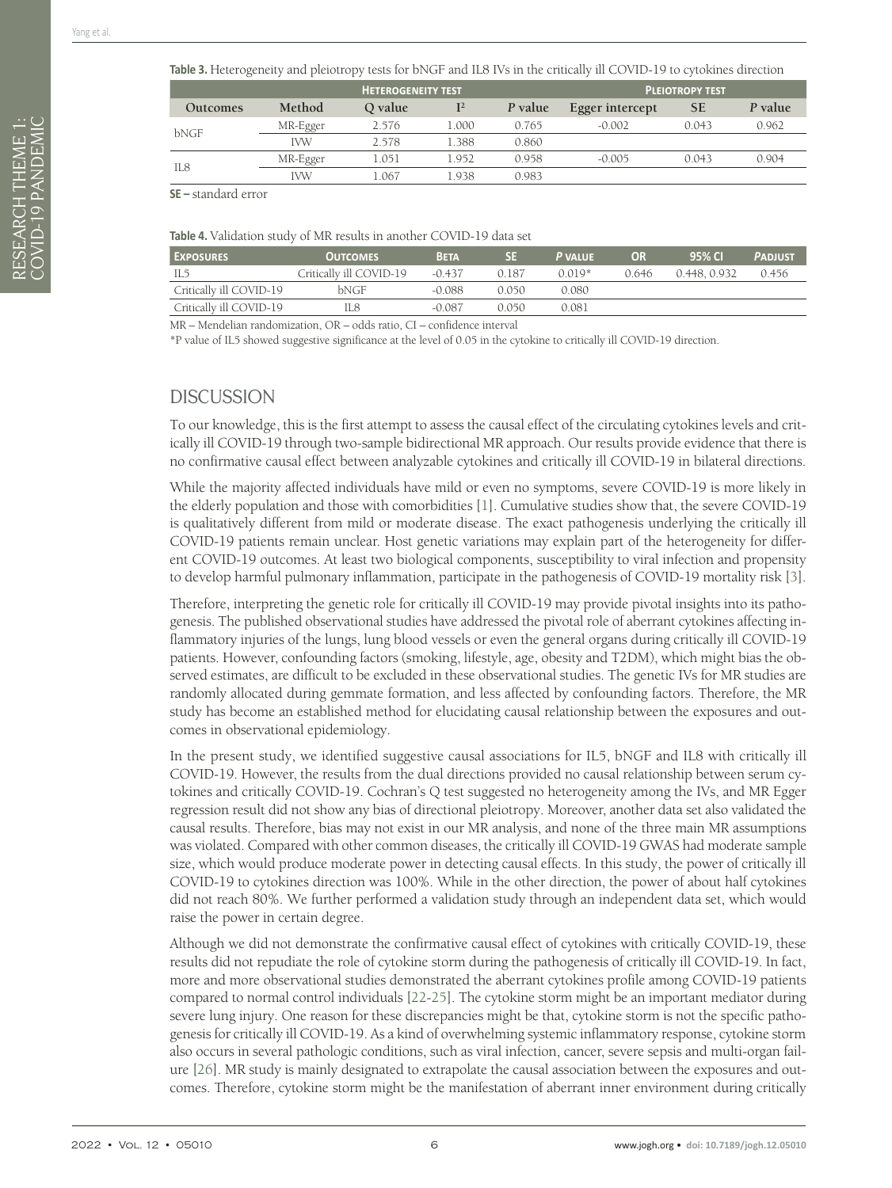**Table 3.** Heterogeneity and pleiotropy tests for bNGF and IL8 IVs in the critically ill COVID-19 to cytokines direction

| | | Heterogeneity test | | | Pleiotropy test | | |
|---|---|---|---|---|---|---|---|
| Outcomes | Method | Q value | $I^2$ | *P* value | Egger intercept | SE | *P* value |
| bNGF | MR-Egger | 2.576 | 1.000 | 0.765 | -0.002 | 0.043 | 0.962 |
| | IVW | 2.578 | 1.388 | 0.860 | | | |
| IL8 | MR-Egger | 1.051 | 1.952 | 0.958 | -0.005 | 0.043 | 0.904 |
| | IVW | 1.067 | 1.938 | 0.983 | | | |

**SE –** standard error

**Table 4.** Validation study of MR results in another COVID-19 data set

| Exposures | Outcomes | Beta | SE | *P* value | OR | 95% CI | *P*adjust |
|---|---|---|---|---|---|---|---|
| IL5 | Critically ill COVID-19 | -0.437 | 0.187 | 0.019* | 0.646 | 0.448, 0.932 | 0.456 |
| Critically ill COVID-19 | bNGF | -0.088 | 0.050 | 0.080 | | | |
| Critically ill COVID-19 | IL8 | -0.087 | 0.050 | 0.081 | | | |

MR – Mendelian randomization, OR – odds ratio, CI – confidence interval

*P value of IL5 showed suggestive significance at the level of 0.05 in the cytokine to critically ill COVID-19 direction.

## DISCUSSION

To our knowledge, this is the first attempt to assess the causal effect of the circulating cytokines levels and critically ill COVID-19 through two-sample bidirectional MR approach. Our results provide evidence that there is no confirmative causal effect between analyzable cytokines and critically ill COVID-19 in bilateral directions.

While the majority affected individuals have mild or even no symptoms, severe COVID-19 is more likely in the elderly population and those with comorbidities [1]. Cumulative studies show that, the severe COVID-19 is qualitatively different from mild or moderate disease. The exact pathogenesis underlying the critically ill COVID-19 patients remain unclear. Host genetic variations may explain part of the heterogeneity for different COVID-19 outcomes. At least two biological components, susceptibility to viral infection and propensity to develop harmful pulmonary inflammation, participate in the pathogenesis of COVID-19 mortality risk [3].

Therefore, interpreting the genetic role for critically ill COVID-19 may provide pivotal insights into its pathogenesis. The published observational studies have addressed the pivotal role of aberrant cytokines affecting inflammatory injuries of the lungs, lung blood vessels or even the general organs during critically ill COVID-19 patients. However, confounding factors (smoking, lifestyle, age, obesity and T2DM), which might bias the observed estimates, are difficult to be excluded in these observational studies. The genetic IVs for MR studies are randomly allocated during gemmate formation, and less affected by confounding factors. Therefore, the MR study has become an established method for elucidating causal relationship between the exposures and outcomes in observational epidemiology.

In the present study, we identified suggestive causal associations for IL5, bNGF and IL8 with critically ill COVID-19. However, the results from the dual directions provided no causal relationship between serum cytokines and critically COVID-19. Cochran's Q test suggested no heterogeneity among the IVs, and MR Egger regression result did not show any bias of directional pleiotropy. Moreover, another data set also validated the causal results. Therefore, bias may not exist in our MR analysis, and none of the three main MR assumptions was violated. Compared with other common diseases, the critically ill COVID-19 GWAS had moderate sample size, which would produce moderate power in detecting causal effects. In this study, the power of critically ill COVID-19 to cytokines direction was 100%. While in the other direction, the power of about half cytokines did not reach 80%. We further performed a validation study through an independent data set, which would raise the power in certain degree.

Although we did not demonstrate the confirmative causal effect of cytokines with critically COVID-19, these results did not repudiate the role of cytokine storm during the pathogenesis of critically ill COVID-19. In fact, more and more observational studies demonstrated the aberrant cytokines profile among COVID-19 patients compared to normal control individuals [22-25]. The cytokine storm might be an important mediator during severe lung injury. One reason for these discrepancies might be that, cytokine storm is not the specific pathogenesis for critically ill COVID-19. As a kind of overwhelming systemic inflammatory response, cytokine storm also occurs in several pathologic conditions, such as viral infection, cancer, severe sepsis and multi-organ failure [26]. MR study is mainly designated to extrapolate the causal association between the exposures and outcomes. Therefore, cytokine storm might be the manifestation of aberrant inner environment during critically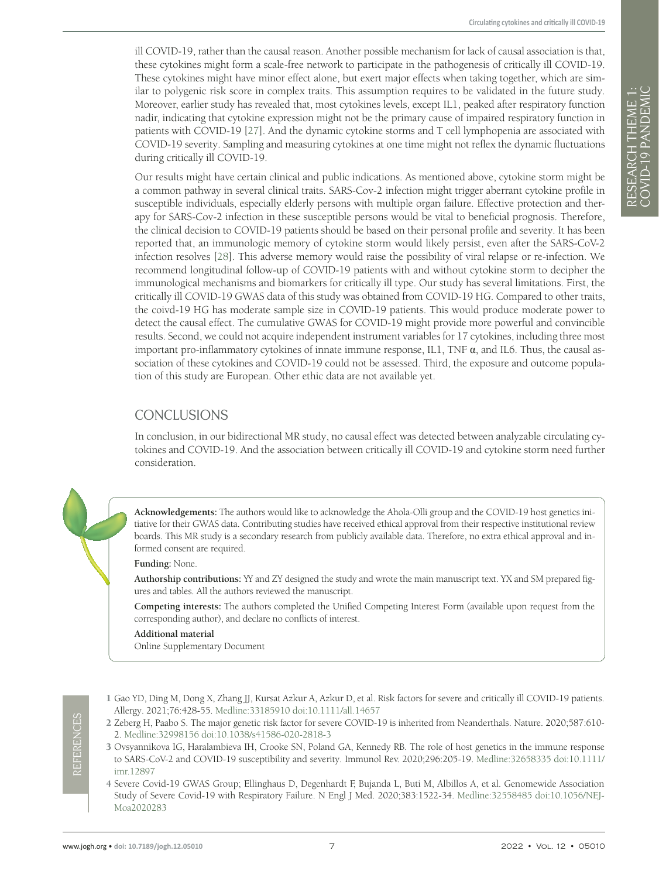ill COVID-19, rather than the causal reason. Another possible mechanism for lack of causal association is that, these cytokines might form a scale-free network to participate in the pathogenesis of critically ill COVID-19. These cytokines might have minor effect alone, but exert major effects when taking together, which are similar to polygenic risk score in complex traits. This assumption requires to be validated in the future study. Moreover, earlier study has revealed that, most cytokines levels, except IL1, peaked after respiratory function nadir, indicating that cytokine expression might not be the primary cause of impaired respiratory function in patients with COVID-19 [27]. And the dynamic cytokine storms and T cell lymphopenia are associated with COVID-19 severity. Sampling and measuring cytokines at one time might not reflex the dynamic fluctuations during critically ill COVID-19.

Our results might have certain clinical and public indications. As mentioned above, cytokine storm might be a common pathway in several clinical traits. SARS-Cov-2 infection might trigger aberrant cytokine profile in susceptible individuals, especially elderly persons with multiple organ failure. Effective protection and therapy for SARS-Cov-2 infection in these susceptible persons would be vital to beneficial prognosis. Therefore, the clinical decision to COVID-19 patients should be based on their personal profile and severity. It has been reported that, an immunologic memory of cytokine storm would likely persist, even after the SARS-CoV-2 infection resolves [28]. This adverse memory would raise the possibility of viral relapse or re-infection. We recommend longitudinal follow-up of COVID-19 patients with and without cytokine storm to decipher the immunological mechanisms and biomarkers for critically ill type. Our study has several limitations. First, the critically ill COVID-19 GWAS data of this study was obtained from COVID-19 HG. Compared to other traits, the coivd-19 HG has moderate sample size in COVID-19 patients. This would produce moderate power to detect the causal effect. The cumulative GWAS for COVID-19 might provide more powerful and convincible results. Second, we could not acquire independent instrument variables for 17 cytokines, including three most important pro-inflammatory cytokines of innate immune response, IL1, TNF α, and IL6. Thus, the causal association of these cytokines and COVID-19 could not be assessed. Third, the exposure and outcome population of this study are European. Other ethic data are not available yet.

## CONCLUSIONS

In conclusion, in our bidirectional MR study, no causal effect was detected between analyzable circulating cytokines and COVID-19. And the association between critically ill COVID-19 and cytokine storm need further consideration.

**Acknowledgements:** The authors would like to acknowledge the Ahola-Olli group and the COVID-19 host genetics initiative for their GWAS data. Contributing studies have received ethical approval from their respective institutional review boards. This MR study is a secondary research from publicly available data. Therefore, no extra ethical approval and informed consent are required.

**Funding:** None.

**Authorship contributions:** YY and ZY designed the study and wrote the main manuscript text. YX and SM prepared figures and tables. All the authors reviewed the manuscript.

**Competing interests:** The authors completed the Unified Competing Interest Form (available upon request from the corresponding author), and declare no conflicts of interest.

**Additional material**

Online Supplementary Document

## REFERENCES

1. Gao YD, Ding M, Dong X, Zhang JJ, Kursat Azkur A, Azkur D, et al. Risk factors for severe and critically ill COVID-19 patients. Allergy. 2021;76:428-55. Medline:33185910 doi:10.1111/all.14657
2. Zeberg H, Paabo S. The major genetic risk factor for severe COVID-19 is inherited from Neanderthals. Nature. 2020;587:610-2. Medline:32998156 doi:10.1038/s41586-020-2818-3
3. Ovsyannikova IG, Haralambieva IH, Crooke SN, Poland GA, Kennedy RB. The role of host genetics in the immune response to SARS-CoV-2 and COVID-19 susceptibility and severity. Immunol Rev. 2020;296:205-19. Medline:32658335 doi:10.1111/imr.12897
4. Severe Covid-19 GWAS Group; Ellinghaus D, Degenhardt F, Bujanda L, Buti M, Albillos A, et al. Genomewide Association Study of Severe Covid-19 with Respiratory Failure. N Engl J Med. 2020;383:1522-34. Medline:32558485 doi:10.1056/NEJMoa2020283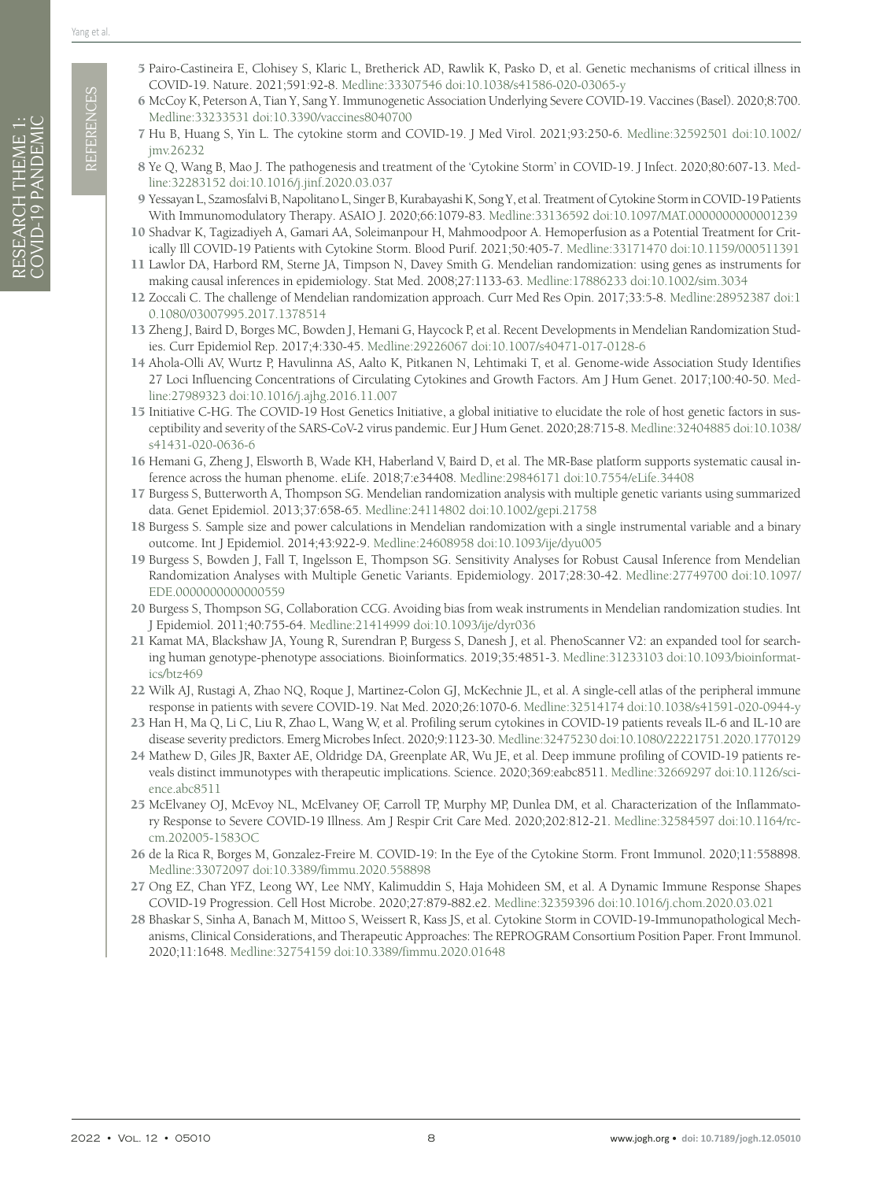5 Pairo-Castineira E, Clohisey S, Klaric L, Bretherick AD, Rawlik K, Pasko D, et al. Genetic mechanisms of critical illness in COVID-19. Nature. 2021;591:92-8. Medline:33307546 doi:10.1038/s41586-020-03065-y

6 McCoy K, Peterson A, Tian Y, Sang Y. Immunogenetic Association Underlying Severe COVID-19. Vaccines (Basel). 2020;8:700. Medline:33233531 doi:10.3390/vaccines8040700

7 Hu B, Huang S, Yin L. The cytokine storm and COVID-19. J Med Virol. 2021;93:250-6. Medline:32592501 doi:10.1002/jmv.26232

8 Ye Q, Wang B, Mao J. The pathogenesis and treatment of the 'Cytokine Storm' in COVID-19. J Infect. 2020;80:607-13. Medline:32283152 doi:10.1016/j.jinf.2020.03.037

9 Yessayan L, Szamosfalvi B, Napolitano L, Singer B, Kurabayashi K, Song Y, et al. Treatment of Cytokine Storm in COVID-19 Patients With Immunomodulatory Therapy. ASAIO J. 2020;66:1079-83. Medline:33136592 doi:10.1097/MAT.0000000000001239

10 Shadvar K, Tagizadiyeh A, Gamari AA, Soleimanpour H, Mahmoodpoor A. Hemoperfusion as a Potential Treatment for Critically Ill COVID-19 Patients with Cytokine Storm. Blood Purif. 2021;50:405-7. Medline:33171470 doi:10.1159/000511391

11 Lawlor DA, Harbord RM, Sterne JA, Timpson N, Davey Smith G. Mendelian randomization: using genes as instruments for making causal inferences in epidemiology. Stat Med. 2008;27:1133-63. Medline:17886233 doi:10.1002/sim.3034

12 Zoccali C. The challenge of Mendelian randomization approach. Curr Med Res Opin. 2017;33:5-8. Medline:28952387 doi:10.1080/03007995.2017.1378514

13 Zheng J, Baird D, Borges MC, Bowden J, Hemani G, Haycock P, et al. Recent Developments in Mendelian Randomization Studies. Curr Epidemiol Rep. 2017;4:330-45. Medline:29226067 doi:10.1007/s40471-017-0128-6

14 Ahola-Olli AV, Wurtz P, Havulinna AS, Aalto K, Pitkanen N, Lehtimaki T, et al. Genome-wide Association Study Identifies 27 Loci Influencing Concentrations of Circulating Cytokines and Growth Factors. Am J Hum Genet. 2017;100:40-50. Medline:27989323 doi:10.1016/j.ajhg.2016.11.007

15 Initiative C-HG. The COVID-19 Host Genetics Initiative, a global initiative to elucidate the role of host genetic factors in susceptibility and severity of the SARS-CoV-2 virus pandemic. Eur J Hum Genet. 2020;28:715-8. Medline:32404885 doi:10.1038/s41431-020-0636-6

16 Hemani G, Zheng J, Elsworth B, Wade KH, Haberland V, Baird D, et al. The MR-Base platform supports systematic causal inference across the human phenome. eLife. 2018;7:e34408. Medline:29846171 doi:10.7554/eLife.34408

17 Burgess S, Butterworth A, Thompson SG. Mendelian randomization analysis with multiple genetic variants using summarized data. Genet Epidemiol. 2013;37:658-65. Medline:24114802 doi:10.1002/gepi.21758

18 Burgess S. Sample size and power calculations in Mendelian randomization with a single instrumental variable and a binary outcome. Int J Epidemiol. 2014;43:922-9. Medline:24608958 doi:10.1093/ije/dyu005

19 Burgess S, Bowden J, Fall T, Ingelsson E, Thompson SG. Sensitivity Analyses for Robust Causal Inference from Mendelian Randomization Analyses with Multiple Genetic Variants. Epidemiology. 2017;28:30-42. Medline:27749700 doi:10.1097/EDE.0000000000000559

20 Burgess S, Thompson SG, Collaboration CCG. Avoiding bias from weak instruments in Mendelian randomization studies. Int J Epidemiol. 2011;40:755-64. Medline:21414999 doi:10.1093/ije/dyr036

21 Kamat MA, Blackshaw JA, Young R, Surendran P, Burgess S, Danesh J, et al. PhenoScanner V2: an expanded tool for searching human genotype-phenotype associations. Bioinformatics. 2019;35:4851-3. Medline:31233103 doi:10.1093/bioinformatics/btz469

22 Wilk AJ, Rustagi A, Zhao NQ, Roque J, Martinez-Colon GJ, McKechnie JL, et al. A single-cell atlas of the peripheral immune response in patients with severe COVID-19. Nat Med. 2020;26:1070-6. Medline:32514174 doi:10.1038/s41591-020-0944-y

23 Han H, Ma Q, Li C, Liu R, Zhao L, Wang W, et al. Profiling serum cytokines in COVID-19 patients reveals IL-6 and IL-10 are disease severity predictors. Emerg Microbes Infect. 2020;9:1123-30. Medline:32475230 doi:10.1080/22221751.2020.1770129

24 Mathew D, Giles JR, Baxter AE, Oldridge DA, Greenplate AR, Wu JE, et al. Deep immune profiling of COVID-19 patients reveals distinct immunotypes with therapeutic implications. Science. 2020;369:eabc8511. Medline:32669297 doi:10.1126/science.abc8511

25 McElvaney OJ, McEvoy NL, McElvaney OF, Carroll TP, Murphy MP, Dunlea DM, et al. Characterization of the Inflammatory Response to Severe COVID-19 Illness. Am J Respir Crit Care Med. 2020;202:812-21. Medline:32584597 doi:10.1164/rccm.202005-1583OC

26 de la Rica R, Borges M, Gonzalez-Freire M. COVID-19: In the Eye of the Cytokine Storm. Front Immunol. 2020;11:558898. Medline:33072097 doi:10.3389/fimmu.2020.558898

27 Ong EZ, Chan YFZ, Leong WY, Lee NMY, Kalimuddin S, Haja Mohideen SM, et al. A Dynamic Immune Response Shapes COVID-19 Progression. Cell Host Microbe. 2020;27:879-882.e2. Medline:32359396 doi:10.1016/j.chom.2020.03.021

28 Bhaskar S, Sinha A, Banach M, Mittoo S, Weissert R, Kass JS, et al. Cytokine Storm in COVID-19-Immunopathological Mechanisms, Clinical Considerations, and Therapeutic Approaches: The REPROGRAM Consortium Position Paper. Front Immunol. 2020;11:1648. Medline:32754159 doi:10.3389/fimmu.2020.01648